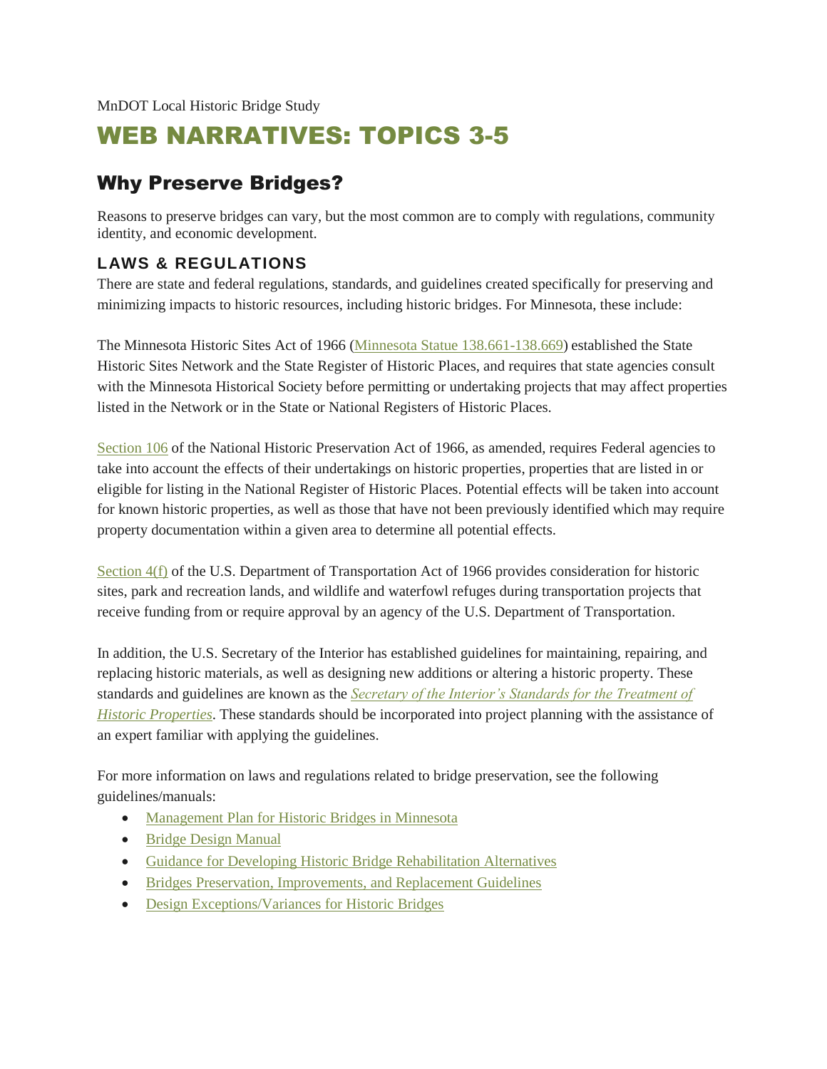MnDOT Local Historic Bridge Study

# WEB NARRATIVES: TOPICS 3-5

## Why Preserve Bridges?

Reasons to preserve bridges can vary, but the most common are to comply with regulations, community identity, and economic development.

### LAWS & REGULATIONS

There are state and federal regulations, standards, and guidelines created specifically for preserving and minimizing impacts to historic resources, including historic bridges. For Minnesota, these include:

The Minnesota Historic Sites Act of 1966 (Minnesota Statue 138.661-138.669) established the State Historic Sites Network and the State Register of Historic Places, and requires that state agencies consult with the Minnesota Historical Society before permitting or undertaking projects that may affect properties listed in the Network or in the State or National Registers of Historic Places.

Section 106 of the National Historic Preservation Act of 1966, as amended, requires Federal agencies to take into account the effects of their undertakings on historic properties, properties that are listed in or eligible for listing in the National Register of Historic Places. Potential effects will be taken into account for known historic properties, as well as those that have not been previously identified which may require property documentation within a given area to determine all potential effects.

Section 4(f) of the U.S. Department of Transportation Act of 1966 provides consideration for historic sites, park and recreation lands, and wildlife and waterfowl refuges during transportation projects that receive funding from or require approval by an agency of the U.S. Department of Transportation.

In addition, the U.S. Secretary of the Interior has established guidelines for maintaining, repairing, and replacing historic materials, as well as designing new additions or altering a historic property. These standards and guidelines are known as the *Secretary of the Interior's Standards for the Treatment of Historic Properties*. These standards should be incorporated into project planning with the assistance of an expert familiar with applying the guidelines.

For more information on laws and regulations related to bridge preservation, see the following guidelines/manuals:

- Management Plan for Historic Bridges in Minnesota
- Bridge Design Manual
- Guidance for Developing Historic Bridge Rehabilitation Alternatives
- Bridges Preservation, Improvements, and Replacement Guidelines
- Design Exceptions/Variances for Historic Bridges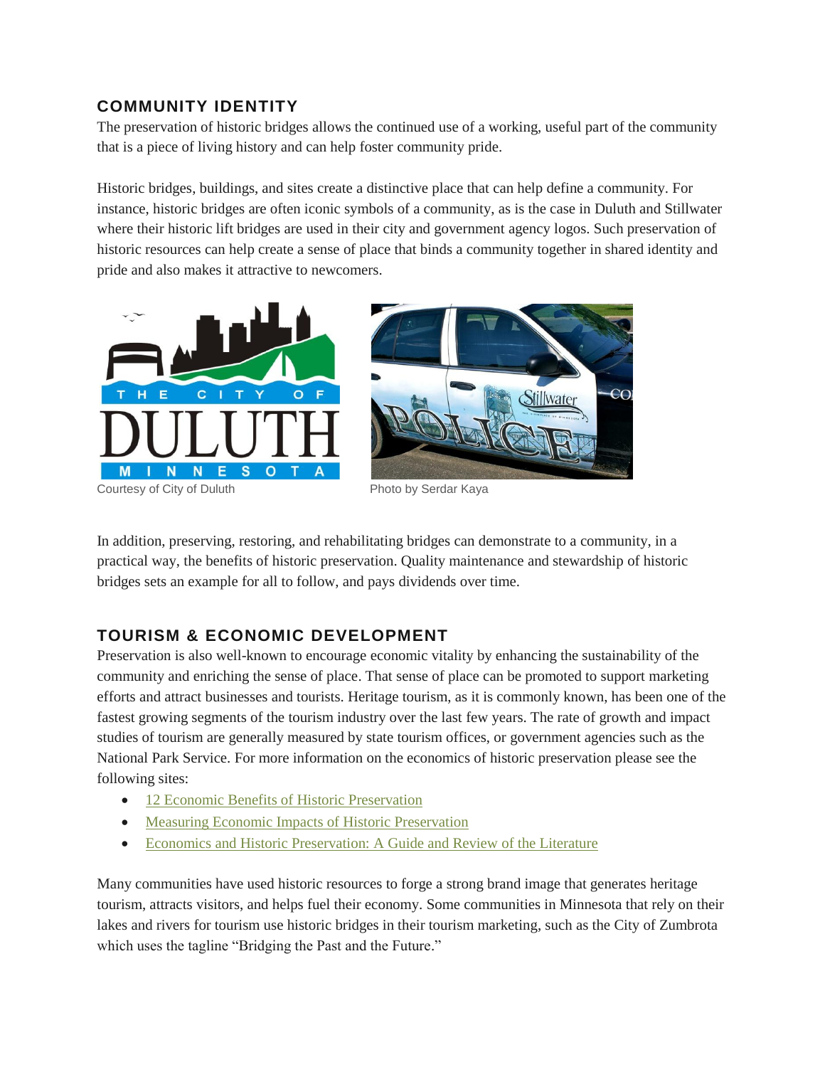## COMMUNITY IDENTITY

The preservation of historic bridges allows the continued use of a working, useful part of the community that is a piece of living history and can help foster community pride.

Historic bridges, buildings, and sites create a distinctive place that can help define a community. For instance, historic bridges are often iconic symbols of a community, as is the case in Duluth and Stillwater where their historic lift bridges are used in their city and government agency logos. Such preservation of historic resources can help create a sense of place that binds a community together in shared identity and pride and also makes it attractive to newcomers.

Courtesy of City of Duluth

Photo by Serdar Kaya

In addition, preserving, restoring, and rehabilitating bridges can demonstrate to a community, in a practical way, the benefits of historic preservation. Quality maintenance and stewardship of historic bridges sets an example for all to follow, and pays dividends over time.

## TOURISM & ECONOMIC DEVELOPMENT

Preservation is also well-known to encourage economic vitality by enhancing the sustainability of the community and enriching the sense of place. That sense of place can be promoted to support marketing efforts and attract businesses and tourists. Heritage tourism, as it is commonly known, has been one of the fastest growing segments of the tourism industry over the last few years. The rate of growth and impact studies of tourism are generally measured by state tourism offices, or government agencies such as the National Park Service. For more information on the economics of historic preservation please see the following sites:

- 12 Economic Benefits of Historic Preservation
- Measuring Economic Impacts of Historic Preservation
- Economics and Historic Preservation: A Guide and Review of the Literature

Many communities have used historic resources to forge a strong brand image that generates heritage tourism, attracts visitors, and helps fuel their economy. Some communities in Minnesota that rely on their lakes and rivers for tourism use historic bridges in their tourism marketing, such as the City of Zumbrota which uses the tagline "Bridging the Past and the Future."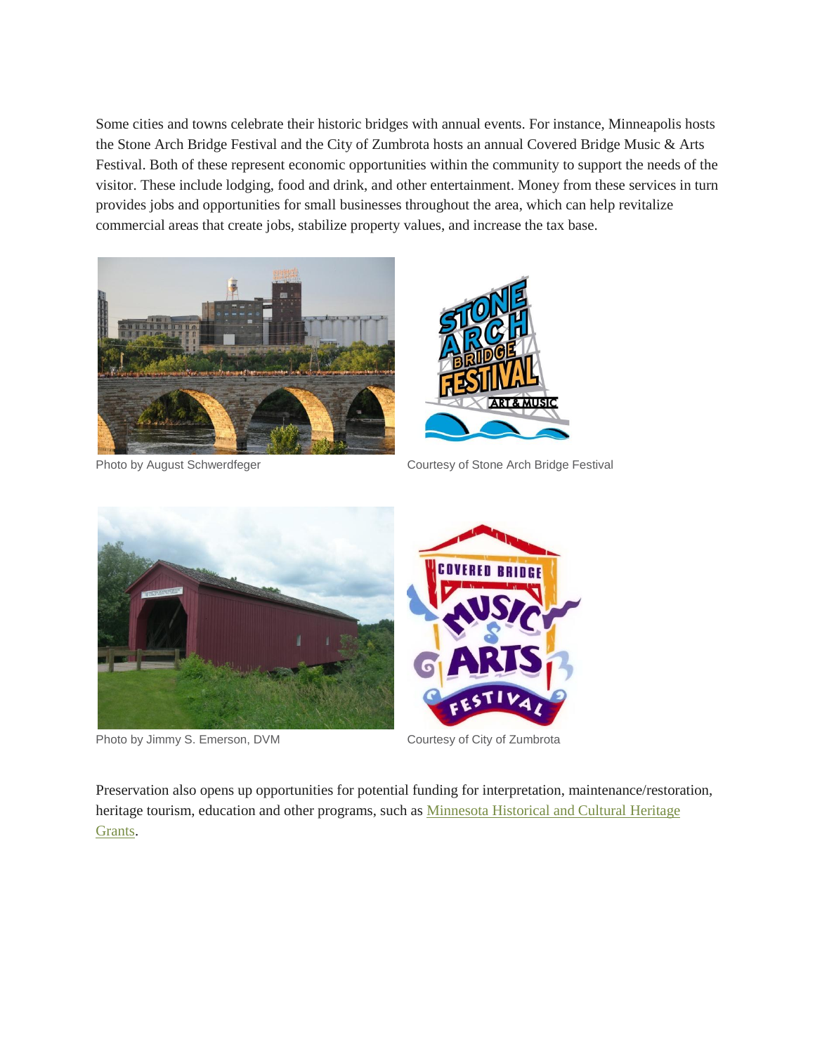Some cities and towns celebrate their historic bridges with annual events. For instance, Minneapolis hosts the Stone Arch Bridge Festival and the City of Zumbrota hosts an annual Covered Bridge Music & Arts Festival. Both of these represent economic opportunities within the community to support the needs of the visitor. These include lodging, food and drink, and other entertainment. Money from these services in turn provides jobs and opportunities for small businesses throughout the area, which can help revitalize commercial areas that create jobs, stabilize property values, and increase the tax base.

Photo by August Schwerdfeger

Courtesy of Stone Arch Bridge Festival

Photo by Jimmy S. Emerson, DVM

Courtesy of City of Zumbrota

Preservation also opens up opportunities for potential funding for interpretation, maintenance/restoration, heritage tourism, education and other programs, such as Minnesota Historical and Cultural Heritage Grants.